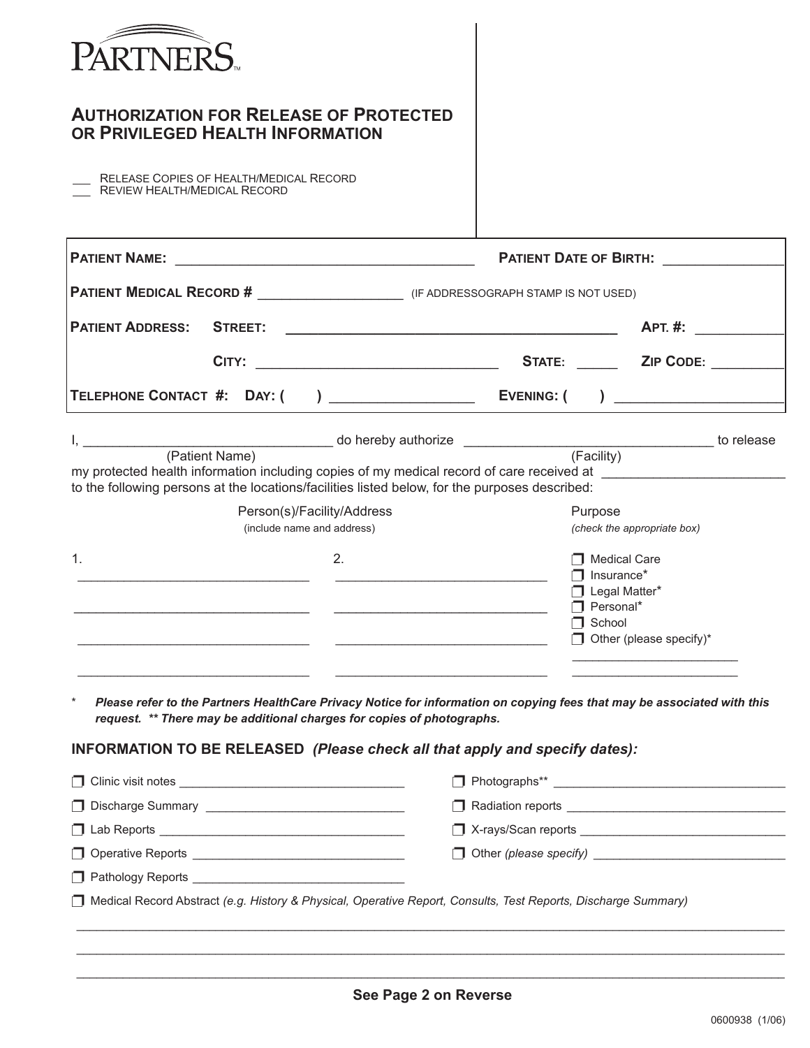PARTNERS™

## AUTHORIZATION FOR RELEASE OF PROTECTED OR PRIVILEGED HEALTH INFORMATION

___ RELEASE COPIES OF HEALTH/MEDICAL RECORD
___ REVIEW HEALTH/MEDICAL RECORD

**PATIENT NAME:** ____________________________________ **PATIENT DATE OF BIRTH:** ______________

**PATIENT MEDICAL RECORD #** __________________ (IF ADDRESSOGRAPH STAMP IS NOT USED)

**PATIENT ADDRESS: STREET:** ________________________________________ **APT. #:** __________

**CITY:** ______________________________ **STATE:** _____ **ZIP CODE:** _________

**TELEPHONE CONTACT #: DAY: (   )** _________________ **EVENING: (   )** ____________________

I, ________________________________ do hereby authorize ________________________________ to release
(Patient Name) (Facility)
my protected health information including copies of my medical record of care received at ________________________
to the following persons at the locations/facilities listed below, for the purposes described:

| Person(s)/Facility/Address (include name and address) | | Purpose *(check the appropriate box)* |
|---|---|---|
| 1. ______________________________ | 2. ______________________________ | ❒ Medical Care |
| ______________________________ | ______________________________ | ❒ Insurance* |
| ______________________________ | ______________________________ | ❒ Legal Matter* |
| ______________________________ | ______________________________ | ❒ Personal* |
| | | ❒ School |
| | | ❒ Other (please specify)* ______________________ |

\* ***Please refer to the Partners HealthCare Privacy Notice for information on copying fees that may be associated with this request. ** There may be additional charges for copies of photographs.***

### INFORMATION TO BE RELEASED *(Please check all that apply and specify dates):*

- ❒ Clinic visit notes ________________________________
- ❒ Discharge Summary ____________________________
- ❒ Lab Reports ____________________________________
- ❒ Operative Reports _______________________________
- ❒ Pathology Reports _______________________________
- ❒ Photographs** _________________________________
- ❒ Radiation reports _______________________________
- ❒ X-rays/Scan reports _____________________________
- ❒ Other *(please specify)* ___________________________
- ❒ Medical Record Abstract *(e.g. History & Physical, Operative Report, Consults, Test Reports, Discharge Summary)*

______________________________________________________________________________________________

______________________________________________________________________________________________

______________________________________________________________________________________________

**See Page 2 on Reverse**

0600938 (1/06)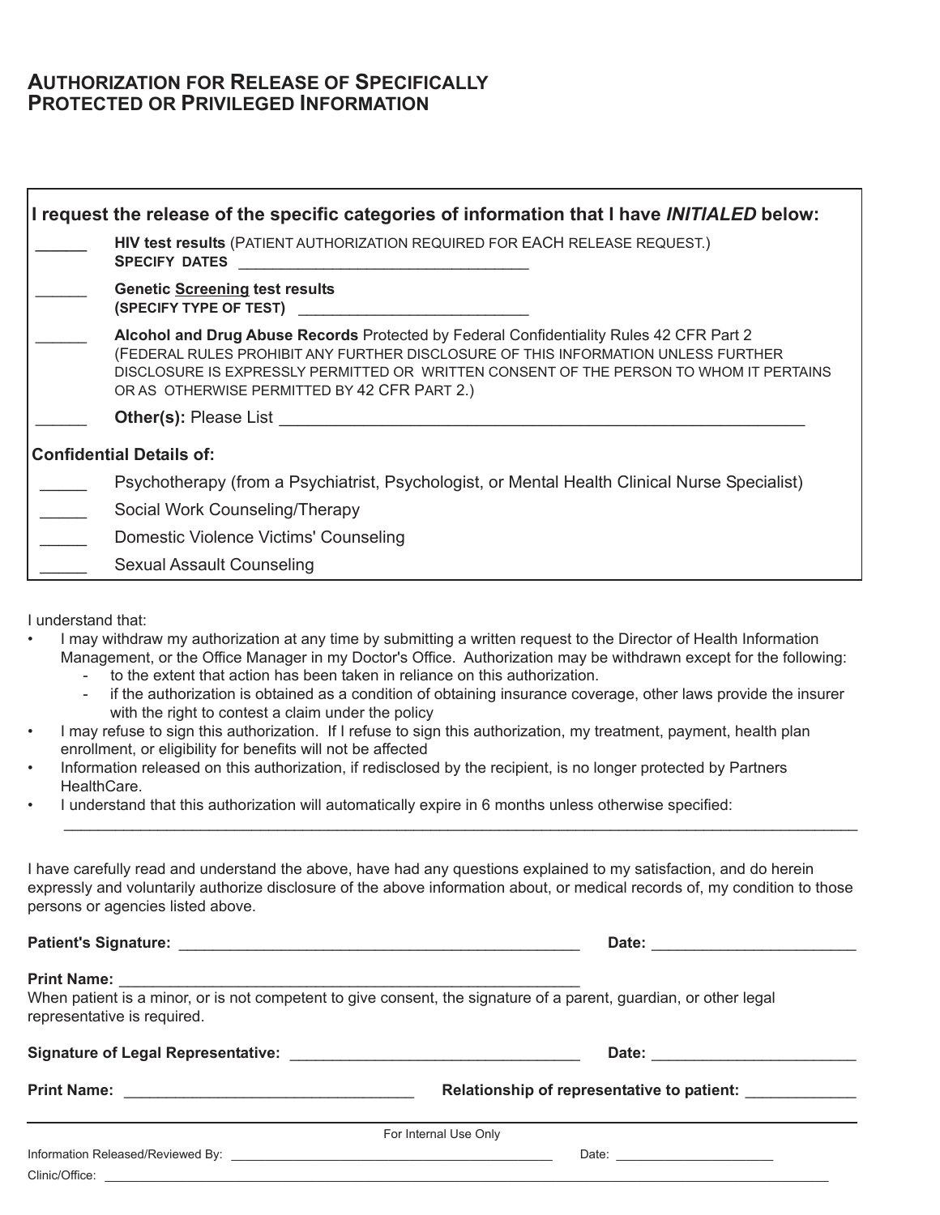# AUTHORIZATION FOR RELEASE OF SPECIFICALLY PROTECTED OR PRIVILEGED INFORMATION

**I request the release of the specific categories of information that I have *INITIALED* below:**

______ **HIV test results** (PATIENT AUTHORIZATION REQUIRED FOR EACH RELEASE REQUEST.)
**SPECIFY DATES** ___________________________________

______ **Genetic Screening test results**
**(SPECIFY TYPE OF TEST)** ___________________________

______ **Alcohol and Drug Abuse Records** Protected by Federal Confidentiality Rules 42 CFR Part 2
(FEDERAL RULES PROHIBIT ANY FURTHER DISCLOSURE OF THIS INFORMATION UNLESS FURTHER DISCLOSURE IS EXPRESSLY PERMITTED OR WRITTEN CONSENT OF THE PERSON TO WHOM IT PERTAINS OR AS OTHERWISE PERMITTED BY 42 CFR PART 2.)

______ **Other(s):** Please List ___________________________________________________________

**Confidential Details of:**

_____ Psychotherapy (from a Psychiatrist, Psychologist, or Mental Health Clinical Nurse Specialist)

_____ Social Work Counseling/Therapy

_____ Domestic Violence Victims' Counseling

_____ Sexual Assault Counseling

I understand that:

- I may withdraw my authorization at any time by submitting a written request to the Director of Health Information Management, or the Office Manager in my Doctor's Office. Authorization may be withdrawn except for the following:
  - to the extent that action has been taken in reliance on this authorization.
  - if the authorization is obtained as a condition of obtaining insurance coverage, other laws provide the insurer with the right to contest a claim under the policy
- I may refuse to sign this authorization. If I refuse to sign this authorization, my treatment, payment, health plan enrollment, or eligibility for benefits will not be affected
- Information released on this authorization, if redisclosed by the recipient, is no longer protected by Partners HealthCare.
- I understand that this authorization will automatically expire in 6 months unless otherwise specified:
  ____________________________________________________________________________________________

I have carefully read and understand the above, have had any questions explained to my satisfaction, and do herein expressly and voluntarily authorize disclosure of the above information about, or medical records of, my condition to those persons or agencies listed above.

**Patient's Signature:** _______________________________________________ **Date:** _______________________

**Print Name:** ______________________________________________________

When patient is a minor, or is not competent to give consent, the signature of a parent, guardian, or other legal representative is required.

**Signature of Legal Representative:** _________________________________ **Date:** _______________________

**Print Name:** _________________________________ **Relationship of representative to patient:** ____________

For Internal Use Only

Information Released/Reviewed By: ____________________________________________ Date: _____________________

Clinic/Office: ____________________________________________________________________________________________